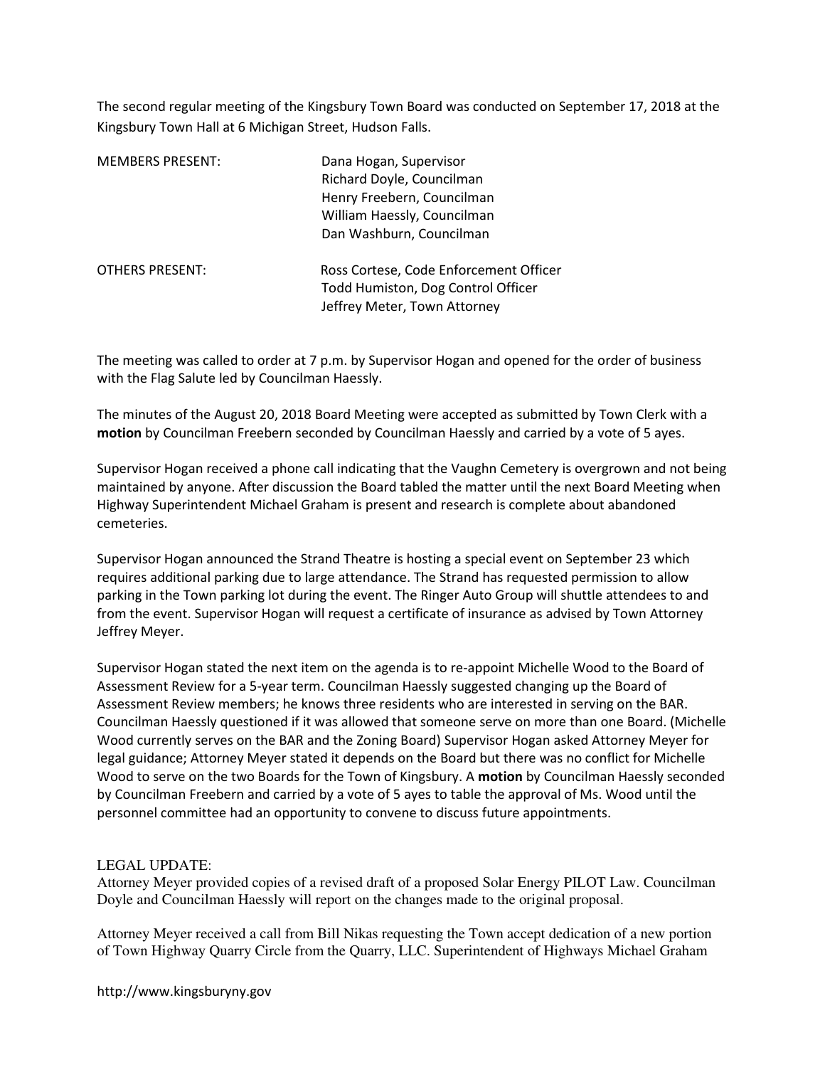The second regular meeting of the Kingsbury Town Board was conducted on September 17, 2018 at the Kingsbury Town Hall at 6 Michigan Street, Hudson Falls.

| | |
|---|---|
| MEMBERS PRESENT: | Dana Hogan, Supervisor<br>Richard Doyle, Councilman<br>Henry Freebern, Councilman<br>William Haessly, Councilman<br>Dan Washburn, Councilman |
| OTHERS PRESENT: | Ross Cortese, Code Enforcement Officer<br>Todd Humiston, Dog Control Officer<br>Jeffrey Meter, Town Attorney |

The meeting was called to order at 7 p.m. by Supervisor Hogan and opened for the order of business with the Flag Salute led by Councilman Haessly.

The minutes of the August 20, 2018 Board Meeting were accepted as submitted by Town Clerk with a **motion** by Councilman Freebern seconded by Councilman Haessly and carried by a vote of 5 ayes.

Supervisor Hogan received a phone call indicating that the Vaughn Cemetery is overgrown and not being maintained by anyone. After discussion the Board tabled the matter until the next Board Meeting when Highway Superintendent Michael Graham is present and research is complete about abandoned cemeteries.

Supervisor Hogan announced the Strand Theatre is hosting a special event on September 23 which requires additional parking due to large attendance. The Strand has requested permission to allow parking in the Town parking lot during the event. The Ringer Auto Group will shuttle attendees to and from the event. Supervisor Hogan will request a certificate of insurance as advised by Town Attorney Jeffrey Meyer.

Supervisor Hogan stated the next item on the agenda is to re-appoint Michelle Wood to the Board of Assessment Review for a 5-year term. Councilman Haessly suggested changing up the Board of Assessment Review members; he knows three residents who are interested in serving on the BAR. Councilman Haessly questioned if it was allowed that someone serve on more than one Board. (Michelle Wood currently serves on the BAR and the Zoning Board) Supervisor Hogan asked Attorney Meyer for legal guidance; Attorney Meyer stated it depends on the Board but there was no conflict for Michelle Wood to serve on the two Boards for the Town of Kingsbury. A **motion** by Councilman Haessly seconded by Councilman Freebern and carried by a vote of 5 ayes to table the approval of Ms. Wood until the personnel committee had an opportunity to convene to discuss future appointments.

LEGAL UPDATE:

Attorney Meyer provided copies of a revised draft of a proposed Solar Energy PILOT Law. Councilman Doyle and Councilman Haessly will report on the changes made to the original proposal.

Attorney Meyer received a call from Bill Nikas requesting the Town accept dedication of a new portion of Town Highway Quarry Circle from the Quarry, LLC. Superintendent of Highways Michael Graham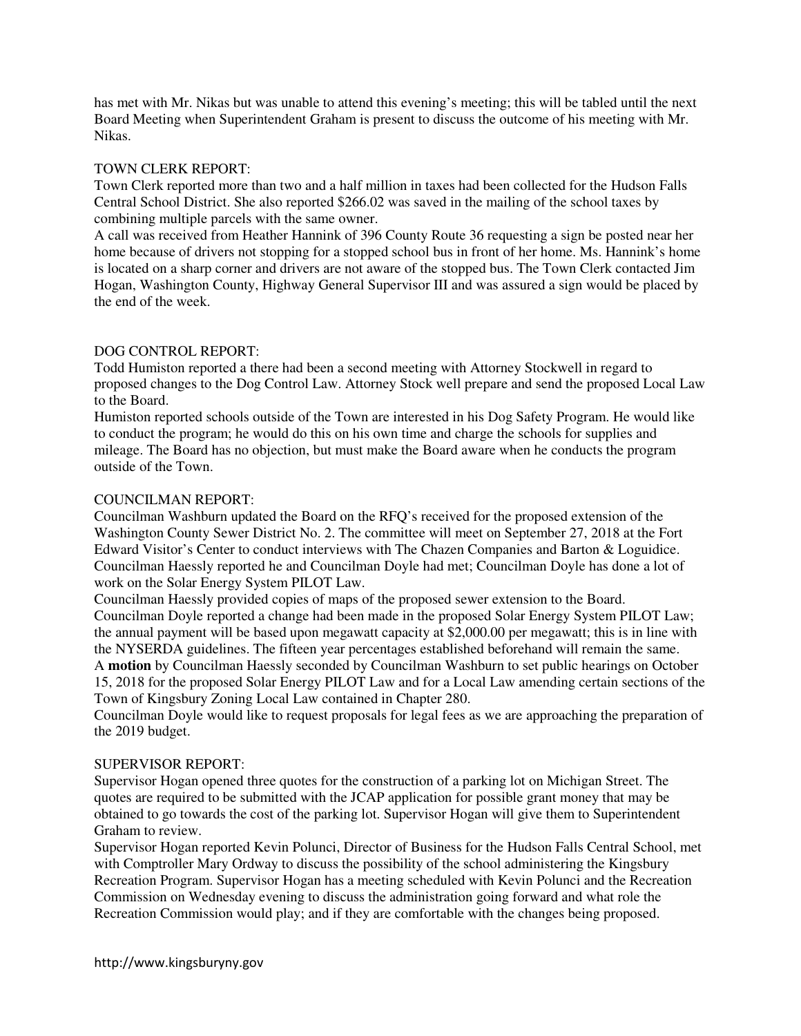has met with Mr. Nikas but was unable to attend this evening's meeting; this will be tabled until the next Board Meeting when Superintendent Graham is present to discuss the outcome of his meeting with Mr. Nikas.

TOWN CLERK REPORT:

Town Clerk reported more than two and a half million in taxes had been collected for the Hudson Falls Central School District. She also reported $266.02 was saved in the mailing of the school taxes by combining multiple parcels with the same owner.

A call was received from Heather Hannink of 396 County Route 36 requesting a sign be posted near her home because of drivers not stopping for a stopped school bus in front of her home. Ms. Hannink's home is located on a sharp corner and drivers are not aware of the stopped bus. The Town Clerk contacted Jim Hogan, Washington County, Highway General Supervisor III and was assured a sign would be placed by the end of the week.

DOG CONTROL REPORT:

Todd Humiston reported a there had been a second meeting with Attorney Stockwell in regard to proposed changes to the Dog Control Law. Attorney Stock well prepare and send the proposed Local Law to the Board.

Humiston reported schools outside of the Town are interested in his Dog Safety Program. He would like to conduct the program; he would do this on his own time and charge the schools for supplies and mileage. The Board has no objection, but must make the Board aware when he conducts the program outside of the Town.

COUNCILMAN REPORT:

Councilman Washburn updated the Board on the RFQ's received for the proposed extension of the Washington County Sewer District No. 2. The committee will meet on September 27, 2018 at the Fort Edward Visitor's Center to conduct interviews with The Chazen Companies and Barton & Loguidice.

Councilman Haessly reported he and Councilman Doyle had met; Councilman Doyle has done a lot of work on the Solar Energy System PILOT Law.

Councilman Haessly provided copies of maps of the proposed sewer extension to the Board.

Councilman Doyle reported a change had been made in the proposed Solar Energy System PILOT Law; the annual payment will be based upon megawatt capacity at $2,000.00 per megawatt; this is in line with the NYSERDA guidelines. The fifteen year percentages established beforehand will remain the same.

A **motion** by Councilman Haessly seconded by Councilman Washburn to set public hearings on October 15, 2018 for the proposed Solar Energy PILOT Law and for a Local Law amending certain sections of the Town of Kingsbury Zoning Local Law contained in Chapter 280.

Councilman Doyle would like to request proposals for legal fees as we are approaching the preparation of the 2019 budget.

SUPERVISOR REPORT:

Supervisor Hogan opened three quotes for the construction of a parking lot on Michigan Street. The quotes are required to be submitted with the JCAP application for possible grant money that may be obtained to go towards the cost of the parking lot. Supervisor Hogan will give them to Superintendent Graham to review.

Supervisor Hogan reported Kevin Polunci, Director of Business for the Hudson Falls Central School, met with Comptroller Mary Ordway to discuss the possibility of the school administering the Kingsbury Recreation Program. Supervisor Hogan has a meeting scheduled with Kevin Polunci and the Recreation Commission on Wednesday evening to discuss the administration going forward and what role the Recreation Commission would play; and if they are comfortable with the changes being proposed.

http://www.kingsburyny.gov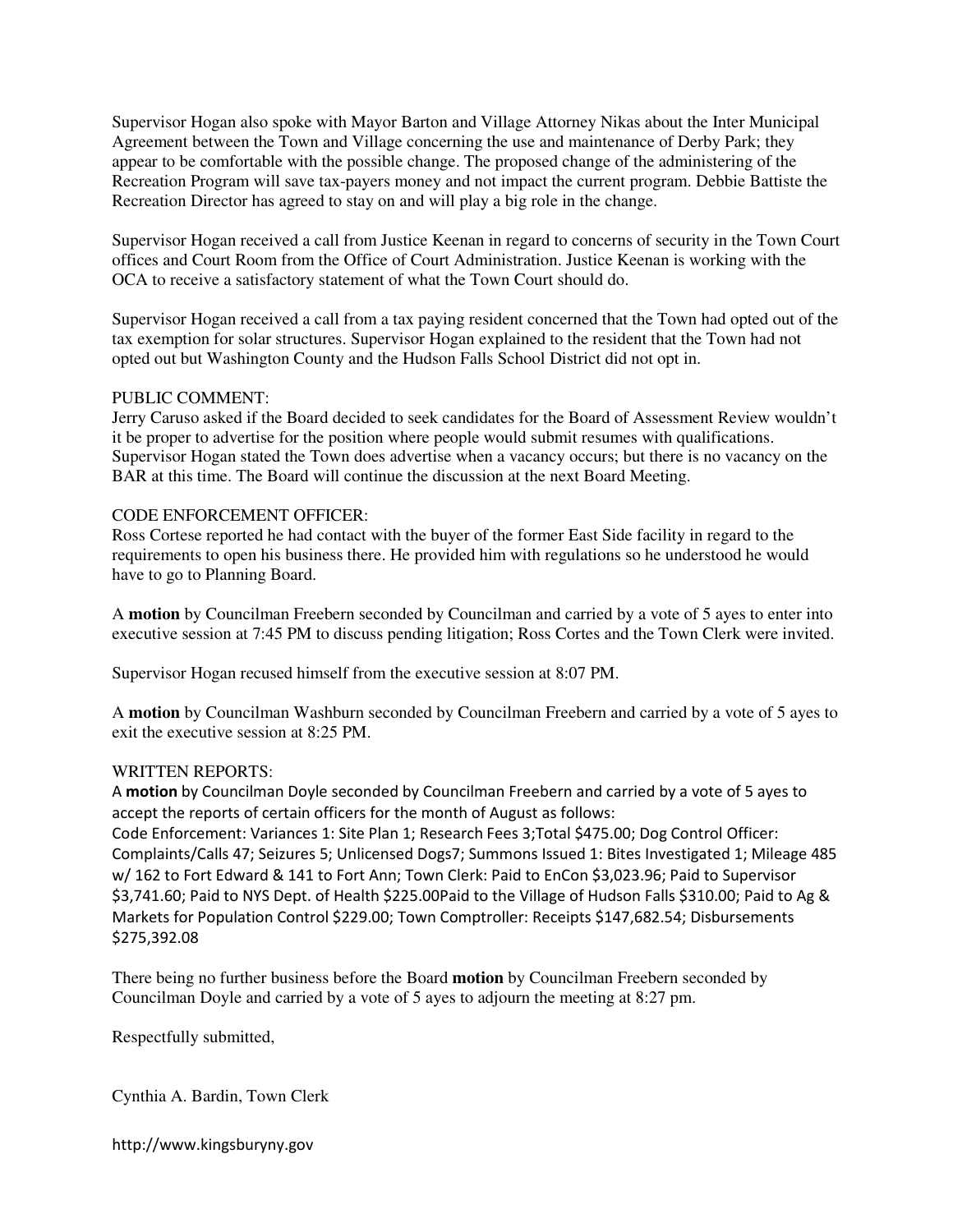Supervisor Hogan also spoke with Mayor Barton and Village Attorney Nikas about the Inter Municipal Agreement between the Town and Village concerning the use and maintenance of Derby Park; they appear to be comfortable with the possible change. The proposed change of the administering of the Recreation Program will save tax-payers money and not impact the current program. Debbie Battiste the Recreation Director has agreed to stay on and will play a big role in the change.

Supervisor Hogan received a call from Justice Keenan in regard to concerns of security in the Town Court offices and Court Room from the Office of Court Administration. Justice Keenan is working with the OCA to receive a satisfactory statement of what the Town Court should do.

Supervisor Hogan received a call from a tax paying resident concerned that the Town had opted out of the tax exemption for solar structures. Supervisor Hogan explained to the resident that the Town had not opted out but Washington County and the Hudson Falls School District did not opt in.

PUBLIC COMMENT:
Jerry Caruso asked if the Board decided to seek candidates for the Board of Assessment Review wouldn't it be proper to advertise for the position where people would submit resumes with qualifications. Supervisor Hogan stated the Town does advertise when a vacancy occurs; but there is no vacancy on the BAR at this time. The Board will continue the discussion at the next Board Meeting.

CODE ENFORCEMENT OFFICER:
Ross Cortese reported he had contact with the buyer of the former East Side facility in regard to the requirements to open his business there. He provided him with regulations so he understood he would have to go to Planning Board.

A **motion** by Councilman Freebern seconded by Councilman and carried by a vote of 5 ayes to enter into executive session at 7:45 PM to discuss pending litigation; Ross Cortes and the Town Clerk were invited.

Supervisor Hogan recused himself from the executive session at 8:07 PM.

A **motion** by Councilman Washburn seconded by Councilman Freebern and carried by a vote of 5 ayes to exit the executive session at 8:25 PM.

WRITTEN REPORTS:
A **motion** by Councilman Doyle seconded by Councilman Freebern and carried by a vote of 5 ayes to accept the reports of certain officers for the month of August as follows:
Code Enforcement: Variances 1: Site Plan 1; Research Fees 3;Total $475.00; Dog Control Officer: Complaints/Calls 47; Seizures 5; Unlicensed Dogs7; Summons Issued 1: Bites Investigated 1; Mileage 485 w/ 162 to Fort Edward & 141 to Fort Ann; Town Clerk: Paid to EnCon $3,023.96; Paid to Supervisor $3,741.60; Paid to NYS Dept. of Health $225.00Paid to the Village of Hudson Falls $310.00; Paid to Ag & Markets for Population Control $229.00; Town Comptroller: Receipts $147,682.54; Disbursements $275,392.08

There being no further business before the Board **motion** by Councilman Freebern seconded by Councilman Doyle and carried by a vote of 5 ayes to adjourn the meeting at 8:27 pm.

Respectfully submitted,

Cynthia A. Bardin, Town Clerk

http://www.kingsburyny.gov